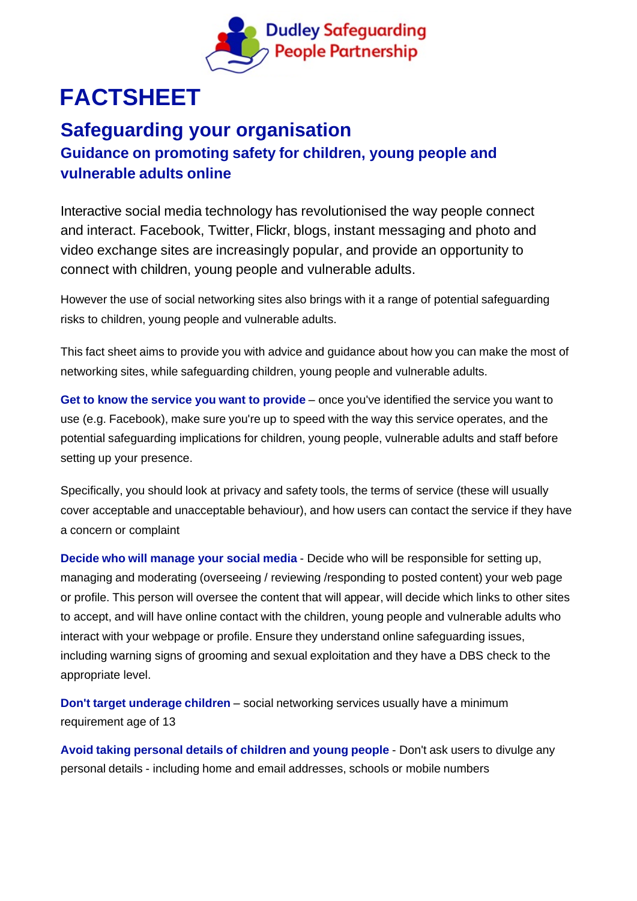Dudley Safeguarding People Partnership

# FACTSHEET

## Safeguarding your organisation

### Guidance on promoting safety for children, young people and vulnerable adults online

Interactive social media technology has revolutionised the way people connect and interact. Facebook, Twitter, Flickr, blogs, instant messaging and photo and video exchange sites are increasingly popular, and provide an opportunity to connect with children, young people and vulnerable adults.

However the use of social networking sites also brings with it a range of potential safeguarding risks to children, young people and vulnerable adults.

This fact sheet aims to provide you with advice and guidance about how you can make the most of networking sites, while safeguarding children, young people and vulnerable adults.

**Get to know the service you want to provide** – once you've identified the service you want to use (e.g. Facebook), make sure you're up to speed with the way this service operates, and the potential safeguarding implications for children, young people, vulnerable adults and staff before setting up your presence.

Specifically, you should look at privacy and safety tools, the terms of service (these will usually cover acceptable and unacceptable behaviour), and how users can contact the service if they have a concern or complaint

**Decide who will manage your social media** - Decide who will be responsible for setting up, managing and moderating (overseeing / reviewing /responding to posted content) your web page or profile. This person will oversee the content that will appear, will decide which links to other sites to accept, and will have online contact with the children, young people and vulnerable adults who interact with your webpage or profile. Ensure they understand online safeguarding issues, including warning signs of grooming and sexual exploitation and they have a DBS check to the appropriate level.

**Don't target underage children** – social networking services usually have a minimum requirement age of 13

**Avoid taking personal details of children and young people** - Don't ask users to divulge any personal details - including home and email addresses, schools or mobile numbers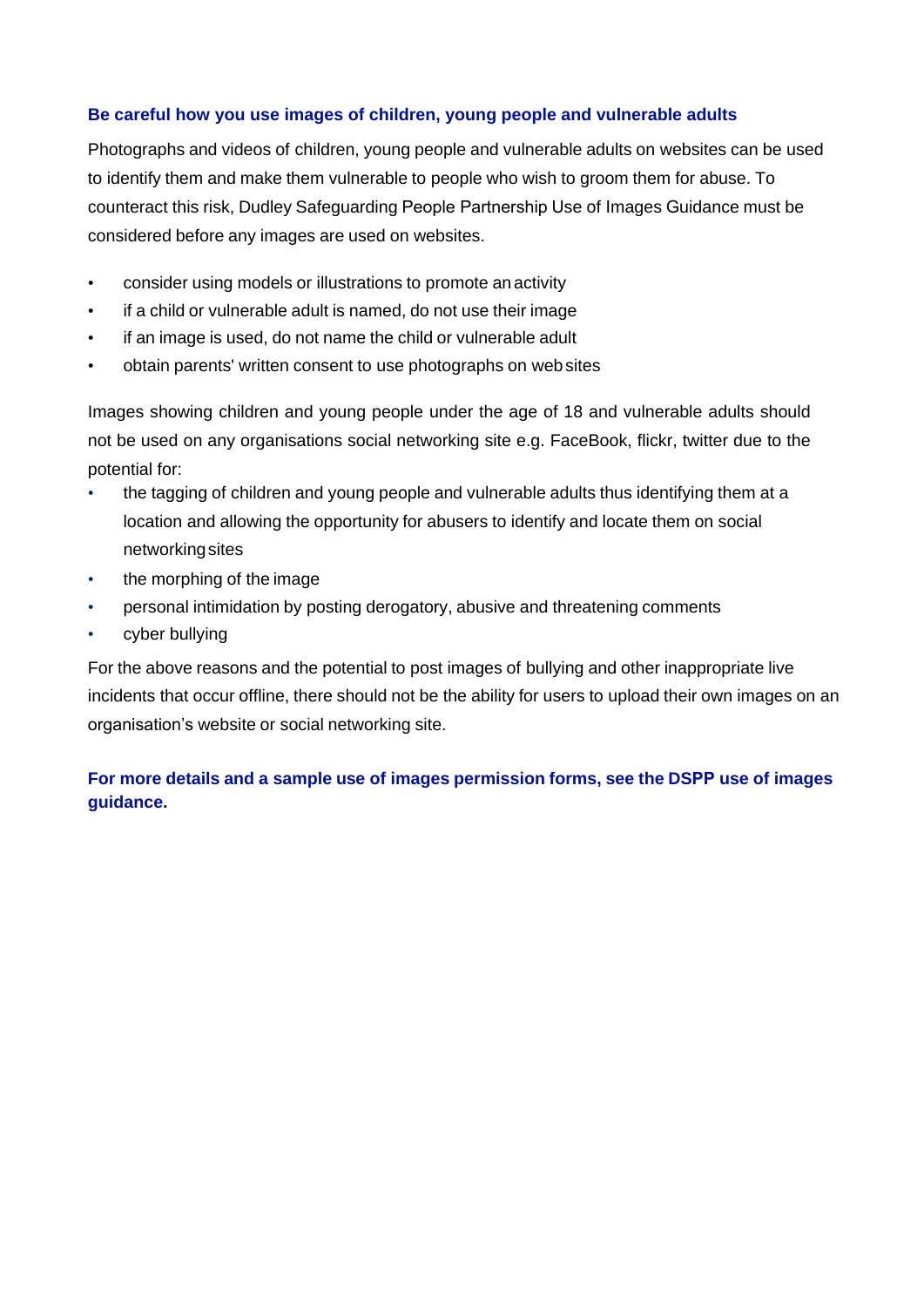**Be careful how you use images of children, young people and vulnerable adults**

Photographs and videos of children, young people and vulnerable adults on websites can be used to identify them and make them vulnerable to people who wish to groom them for abuse. To counteract this risk, Dudley Safeguarding People Partnership Use of Images Guidance must be considered before any images are used on websites.

- consider using models or illustrations to promote an activity
- if a child or vulnerable adult is named, do not use their image
- if an image is used, do not name the child or vulnerable adult
- obtain parents' written consent to use photographs on web sites

Images showing children and young people under the age of 18 and vulnerable adults should not be used on any organisations social networking site e.g. FaceBook, flickr, twitter due to the potential for:

- the tagging of children and young people and vulnerable adults thus identifying them at a location and allowing the opportunity for abusers to identify and locate them on social networking sites
- the morphing of the image
- personal intimidation by posting derogatory, abusive and threatening comments
- cyber bullying

For the above reasons and the potential to post images of bullying and other inappropriate live incidents that occur offline, there should not be the ability for users to upload their own images on an organisation's website or social networking site.

**For more details and a sample use of images permission forms, see the DSPP use of images guidance.**